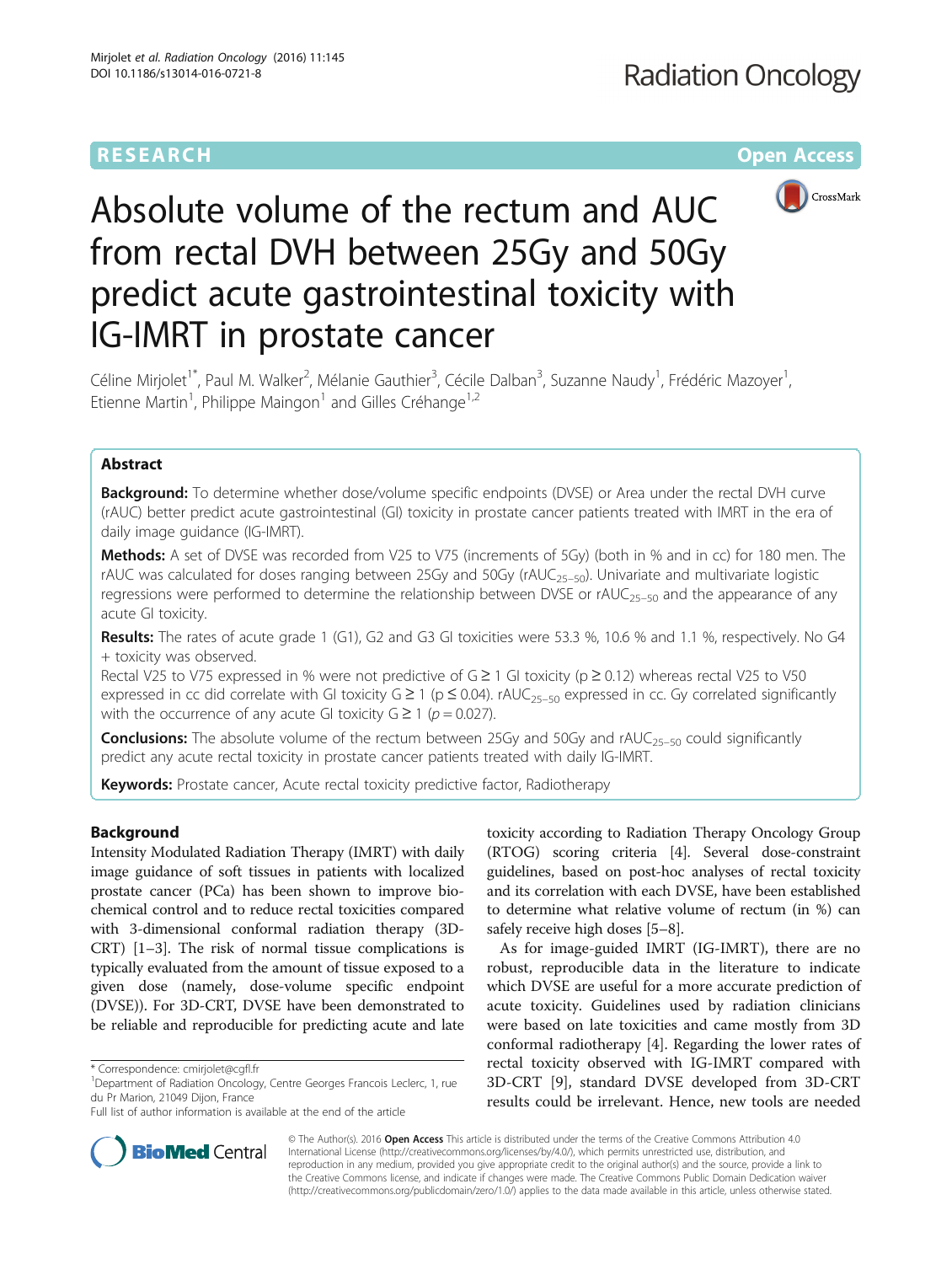RESEARCH Open Access

# Absolute volume of the rectum and AUC from rectal DVH between 25Gy and 50Gy predict acute gastrointestinal toxicity with IG-IMRT in prostate cancer

Céline Mirjolet[1*], Paul M. Walker[2], Mélanie Gauthier[3], Cécile Dalban[3], Suzanne Naudy[1], Frédéric Mazoyer[1], Etienne Martin[1], Philippe Maingon[1] and Gilles Créhange[1,2]

## Abstract

**Background:** To determine whether dose/volume specific endpoints (DVSE) or Area under the rectal DVH curve (rAUC) better predict acute gastrointestinal (GI) toxicity in prostate cancer patients treated with IMRT in the era of daily image guidance (IG-IMRT).

**Methods:** A set of DVSE was recorded from V25 to V75 (increments of 5Gy) (both in % and in cc) for 180 men. The rAUC was calculated for doses ranging between 25Gy and 50Gy ($rAUC_{25-50}$). Univariate and multivariate logistic regressions were performed to determine the relationship between DVSE or $rAUC_{25-50}$ and the appearance of any acute GI toxicity.

**Results:** The rates of acute grade 1 (G1), G2 and G3 GI toxicities were 53.3 %, 10.6 % and 1.1 %, respectively. No G4 + toxicity was observed.

Rectal V25 to V75 expressed in % were not predictive of G ≥ 1 GI toxicity ($p \geq 0.12$) whereas rectal V25 to V50 expressed in cc did correlate with GI toxicity G ≥ 1 ($p \leq 0.04$). $rAUC_{25-50}$ expressed in cc. Gy correlated significantly with the occurrence of any acute GI toxicity G ≥ 1 ($p = 0.027$).

**Conclusions:** The absolute volume of the rectum between 25Gy and 50Gy and $rAUC_{25-50}$ could significantly predict any acute rectal toxicity in prostate cancer patients treated with daily IG-IMRT.

**Keywords:** Prostate cancer, Acute rectal toxicity predictive factor, Radiotherapy

## Background

Intensity Modulated Radiation Therapy (IMRT) with daily image guidance of soft tissues in patients with localized prostate cancer (PCa) has been shown to improve biochemical control and to reduce rectal toxicities compared with 3-dimensional conformal radiation therapy (3D-CRT) [1–3]. The risk of normal tissue complications is typically evaluated from the amount of tissue exposed to a given dose (namely, dose-volume specific endpoint (DVSE)). For 3D-CRT, DVSE have been demonstrated to be reliable and reproducible for predicting acute and late toxicity according to Radiation Therapy Oncology Group (RTOG) scoring criteria [4]. Several dose-constraint guidelines, based on post-hoc analyses of rectal toxicity and its correlation with each DVSE, have been established to determine what relative volume of rectum (in %) can safely receive high doses [5–8].

As for image-guided IMRT (IG-IMRT), there are no robust, reproducible data in the literature to indicate which DVSE are useful for a more accurate prediction of acute toxicity. Guidelines used by radiation clinicians were based on late toxicities and came mostly from 3D conformal radiotherapy [4]. Regarding the lower rates of rectal toxicity observed with IG-IMRT compared with 3D-CRT [9], standard DVSE developed from 3D-CRT results could be irrelevant. Hence, new tools are needed

\* Correspondence: cmirjolet@cgfl.fr

[1]Department of Radiation Oncology, Centre Georges Francois Leclerc, 1, rue du Pr Marion, 21049 Dijon, France

Full list of author information is available at the end of the article

© The Author(s). 2016 **Open Access** This article is distributed under the terms of the Creative Commons Attribution 4.0 International License (http://creativecommons.org/licenses/by/4.0/), which permits unrestricted use, distribution, and reproduction in any medium, provided you give appropriate credit to the original author(s) and the source, provide a link to the Creative Commons license, and indicate if changes were made. The Creative Commons Public Domain Dedication waiver (http://creativecommons.org/publicdomain/zero/1.0/) applies to the data made available in this article, unless otherwise stated.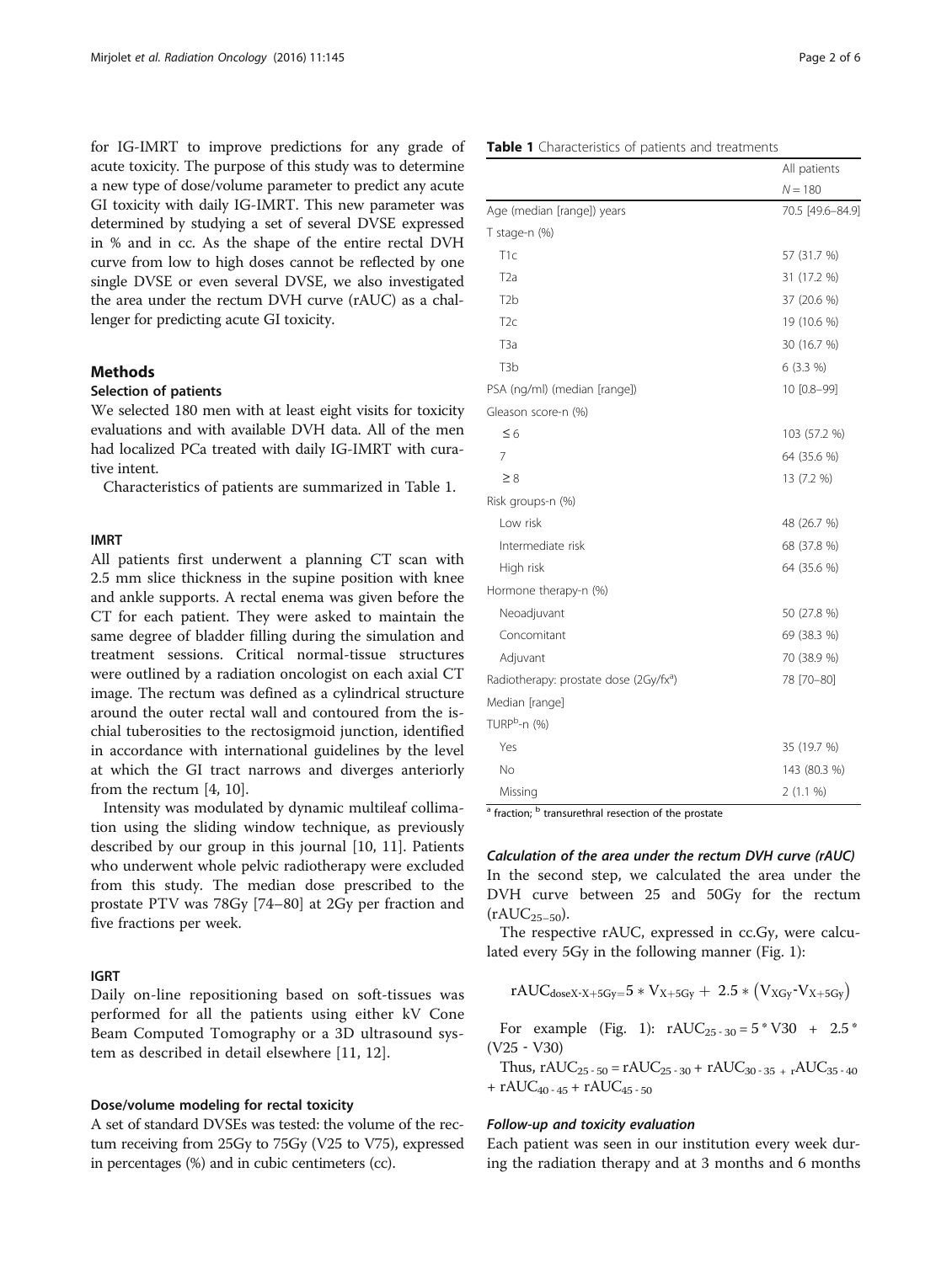for IG-IMRT to improve predictions for any grade of acute toxicity. The purpose of this study was to determine a new type of dose/volume parameter to predict any acute GI toxicity with daily IG-IMRT. This new parameter was determined by studying a set of several DVSE expressed in % and in cc. As the shape of the entire rectal DVH curve from low to high doses cannot be reflected by one single DVSE or even several DVSE, we also investigated the area under the rectum DVH curve (rAUC) as a challenger for predicting acute GI toxicity.

## Methods

### Selection of patients

We selected 180 men with at least eight visits for toxicity evaluations and with available DVH data. All of the men had localized PCa treated with daily IG-IMRT with curative intent.

Characteristics of patients are summarized in Table 1.

### IMRT

All patients first underwent a planning CT scan with 2.5 mm slice thickness in the supine position with knee and ankle supports. A rectal enema was given before the CT for each patient. They were asked to maintain the same degree of bladder filling during the simulation and treatment sessions. Critical normal-tissue structures were outlined by a radiation oncologist on each axial CT image. The rectum was defined as a cylindrical structure around the outer rectal wall and contoured from the ischial tuberosities to the rectosigmoid junction, identified in accordance with international guidelines by the level at which the GI tract narrows and diverges anteriorly from the rectum [4, 10].

Intensity was modulated by dynamic multileaf collimation using the sliding window technique, as previously described by our group in this journal [10, 11]. Patients who underwent whole pelvic radiotherapy were excluded from this study. The median dose prescribed to the prostate PTV was 78Gy [74–80] at 2Gy per fraction and five fractions per week.

### IGRT

Daily on-line repositioning based on soft-tissues was performed for all the patients using either kV Cone Beam Computed Tomography or a 3D ultrasound system as described in detail elsewhere [11, 12].

### Dose/volume modeling for rectal toxicity

A set of standard DVSEs was tested: the volume of the rectum receiving from 25Gy to 75Gy (V25 to V75), expressed in percentages (%) and in cubic centimeters (cc).

**Table 1** Characteristics of patients and treatments

| | All patients $N = 180$ |
|---|---|
| Age (median [range]) years | 70.5 [49.6–84.9] |
| T stage-n (%) | |
| T1c | 57 (31.7 %) |
| T2a | 31 (17.2 %) |
| T2b | 37 (20.6 %) |
| T2c | 19 (10.6 %) |
| T3a | 30 (16.7 %) |
| T3b | 6 (3.3 %) |
| PSA (ng/ml) (median [range]) | 10 [0.8–99] |
| Gleason score-n (%) | |
| ≤ 6 | 103 (57.2 %) |
| 7 | 64 (35.6 %) |
| ≥ 8 | 13 (7.2 %) |
| Risk groups-n (%) | |
| Low risk | 48 (26.7 %) |
| Intermediate risk | 68 (37.8 %) |
| High risk | 64 (35.6 %) |
| Hormone therapy-n (%) | |
| Neoadjuvant | 50 (27.8 %) |
| Concomitant | 69 (38.3 %) |
| Adjuvant | 70 (38.9 %) |
| Radiotherapy: prostate dose (2Gy/fx[a]) Median [range] | 78 [70–80] |
| TURP[b]-n (%) | |
| Yes | 35 (19.7 %) |
| No | 143 (80.3 %) |
| Missing | 2 (1.1 %) |

[a] fraction; [b] transurethral resection of the prostate

#### *Calculation of the area under the rectum DVH curve (rAUC)*

In the second step, we calculated the area under the DVH curve between 25 and 50Gy for the rectum ($rAUC_{25-50}$).

The respective rAUC, expressed in cc.Gy, were calculated every 5Gy in the following manner (Fig. 1):

$$rAUC_{doseX\text{-}X+5Gy} = 5 * V_{X+5Gy} + 2.5 * \left(V_{XGy} - V_{X+5Gy}\right)$$

For example (Fig. 1): $rAUC_{25-30} = 5 * V30 + 2.5 * (V25 - V30)$

Thus, $rAUC_{25-50} = rAUC_{25-30} + rAUC_{30-35} + rAUC_{35-40} + rAUC_{40-45} + rAUC_{45-50}$

#### *Follow-up and toxicity evaluation*

Each patient was seen in our institution every week during the radiation therapy and at 3 months and 6 months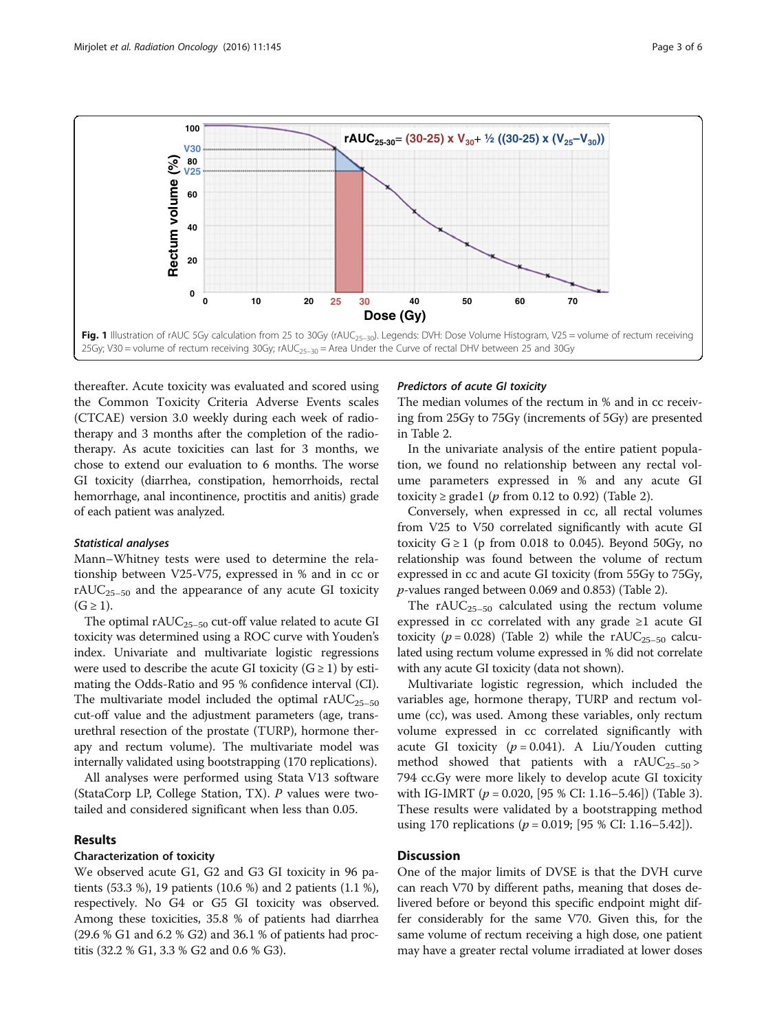**Fig. 1** Illustration of rAUC 5Gy calculation from 25 to 30Gy ($rAUC_{25-30}$). Legends: DVH: Dose Volume Histogram, V25 = volume of rectum receiving 25Gy; V30 = volume of rectum receiving 30Gy; $rAUC_{25-30}$ = Area Under the Curve of rectal DHV between 25 and 30Gy

thereafter. Acute toxicity was evaluated and scored using the Common Toxicity Criteria Adverse Events scales (CTCAE) version 3.0 weekly during each week of radiotherapy and 3 months after the completion of the radiotherapy. As acute toxicities can last for 3 months, we chose to extend our evaluation to 6 months. The worse GI toxicity (diarrhea, constipation, hemorrhoids, rectal hemorrhage, anal incontinence, proctitis and anitis) grade of each patient was analyzed.

#### *Statistical analyses*

Mann−Whitney tests were used to determine the relationship between V25-V75, expressed in % and in cc or $rAUC_{25-50}$ and the appearance of any acute GI toxicity ($G \geq 1$).

The optimal $rAUC_{25-50}$ cut-off value related to acute GI toxicity was determined using a ROC curve with Youden's index. Univariate and multivariate logistic regressions were used to describe the acute GI toxicity ($G \geq 1$) by estimating the Odds-Ratio and 95 % confidence interval (CI). The multivariate model included the optimal $rAUC_{25-50}$ cut-off value and the adjustment parameters (age, transurethral resection of the prostate (TURP), hormone therapy and rectum volume). The multivariate model was internally validated using bootstrapping (170 replications).

All analyses were performed using Stata V13 software (StataCorp LP, College Station, TX). *P* values were two-tailed and considered significant when less than 0.05.

## Results

### Characterization of toxicity

We observed acute G1, G2 and G3 GI toxicity in 96 patients (53.3 %), 19 patients (10.6 %) and 2 patients (1.1 %), respectively. No G4 or G5 GI toxicity was observed. Among these toxicities, 35.8 % of patients had diarrhea (29.6 % G1 and 6.2 % G2) and 36.1 % of patients had proctitis (32.2 % G1, 3.3 % G2 and 0.6 % G3).

#### *Predictors of acute GI toxicity*

The median volumes of the rectum in % and in cc receiving from 25Gy to 75Gy (increments of 5Gy) are presented in Table 2.

In the univariate analysis of the entire patient population, we found no relationship between any rectal volume parameters expressed in % and any acute GI toxicity ≥ grade1 (*p* from 0.12 to 0.92) (Table 2).

Conversely, when expressed in cc, all rectal volumes from V25 to V50 correlated significantly with acute GI toxicity $G \geq 1$ (p from 0.018 to 0.045). Beyond 50Gy, no relationship was found between the volume of rectum expressed in cc and acute GI toxicity (from 55Gy to 75Gy, *p*-values ranged between 0.069 and 0.853) (Table 2).

The $rAUC_{25-50}$ calculated using the rectum volume expressed in cc correlated with any grade ≥1 acute GI toxicity ($p = 0.028$) (Table 2) while the $rAUC_{25-50}$ calculated using rectum volume expressed in % did not correlate with any acute GI toxicity (data not shown).

Multivariate logistic regression, which included the variables age, hormone therapy, TURP and rectum volume (cc), was used. Among these variables, only rectum volume expressed in cc correlated significantly with acute GI toxicity ($p = 0.041$). A Liu/Youden cutting method showed that patients with a $rAUC_{25-50} >$ 794 cc.Gy were more likely to develop acute GI toxicity with IG-IMRT ($p = 0.020$, [95 % CI: 1.16–5.46]) (Table 3). These results were validated by a bootstrapping method using 170 replications ($p = 0.019$; [95 % CI: 1.16–5.42]).

## Discussion

One of the major limits of DVSE is that the DVH curve can reach V70 by different paths, meaning that doses delivered before or beyond this specific endpoint might differ considerably for the same V70. Given this, for the same volume of rectum receiving a high dose, one patient may have a greater rectal volume irradiated at lower doses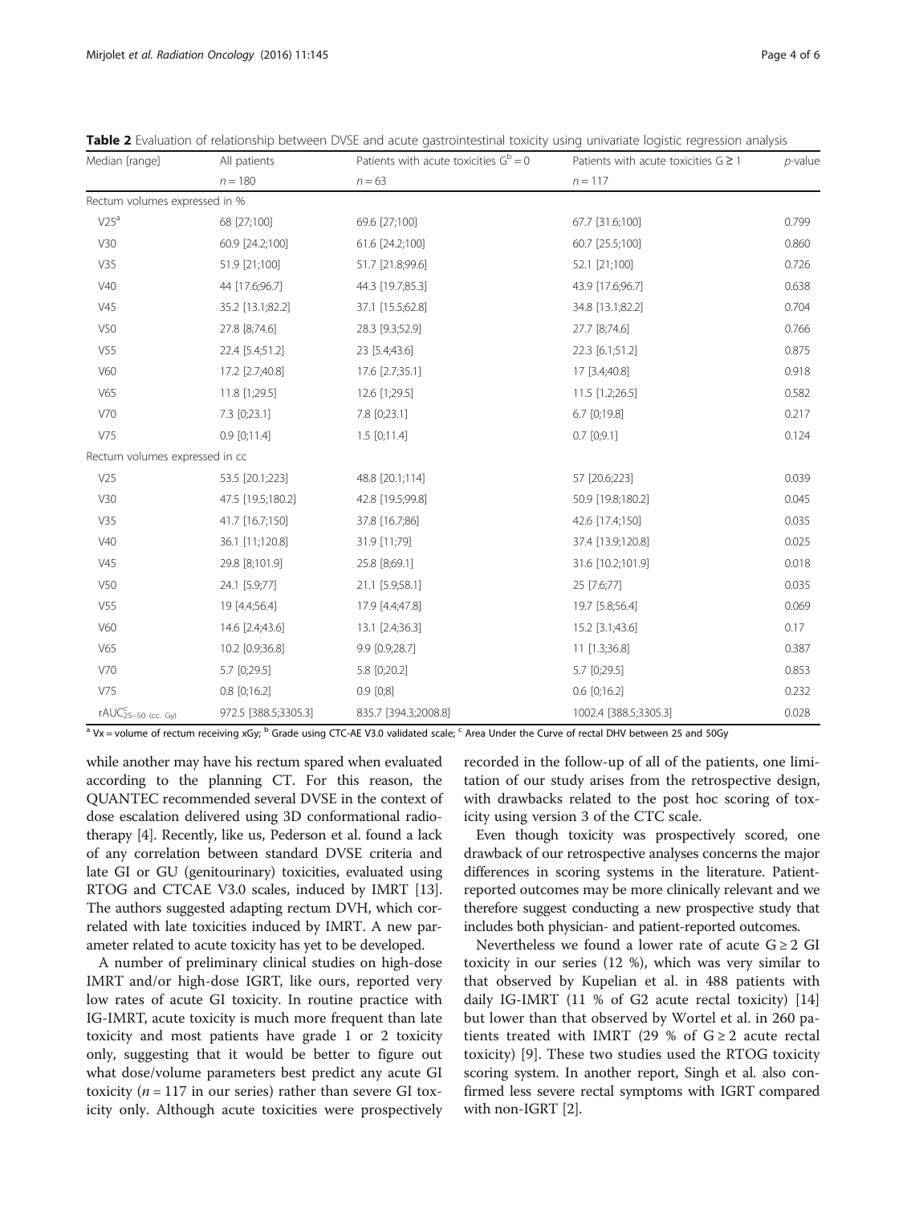**Table 2** Evaluation of relationship between DVSE and acute gastrointestinal toxicity using univariate logistic regression analysis

| Median [range] | All patients $n = 180$ | Patients with acute toxicities $G^{b} = 0$ $n = 63$ | Patients with acute toxicities $G \geq 1$ $n = 117$ | *p*-value |
|---|---|---|---|---|
| Rectum volumes expressed in % | | | | |
| V25[a] | 68 [27;100] | 69.6 [27;100] | 67.7 [31.6;100] | 0.799 |
| V30 | 60.9 [24.2;100] | 61.6 [24.2;100] | 60.7 [25.5;100] | 0.860 |
| V35 | 51.9 [21;100] | 51.7 [21.8;99.6] | 52.1 [21;100] | 0.726 |
| V40 | 44 [17.6;96.7] | 44.3 [19.7;85.3] | 43.9 [17.6;96.7] | 0.638 |
| V45 | 35.2 [13.1;82.2] | 37.1 [15.5;62.8] | 34.8 [13.1;82.2] | 0.704 |
| V50 | 27.8 [8;74.6] | 28.3 [9.3;52.9] | 27.7 [8;74.6] | 0.766 |
| V55 | 22.4 [5.4;51.2] | 23 [5.4;43.6] | 22.3 [6.1;51.2] | 0.875 |
| V60 | 17.2 [2.7;40.8] | 17.6 [2.7;35.1] | 17 [3.4;40.8] | 0.918 |
| V65 | 11.8 [1;29.5] | 12.6 [1;29.5] | 11.5 [1.2;26.5] | 0.582 |
| V70 | 7.3 [0;23.1] | 7.8 [0;23.1] | 6.7 [0;19.8] | 0.217 |
| V75 | 0.9 [0;11.4] | 1.5 [0;11.4] | 0.7 [0;9.1] | 0.124 |
| Rectum volumes expressed in cc | | | | |
| V25 | 53.5 [20.1;223] | 48.8 [20.1;114] | 57 [20.6;223] | 0.039 |
| V30 | 47.5 [19.5;180.2] | 42.8 [19.5;99.8] | 50.9 [19.8;180.2] | 0.045 |
| V35 | 41.7 [16.7;150] | 37.8 [16.7;86] | 42.6 [17.4;150] | 0.035 |
| V40 | 36.1 [11;120.8] | 31.9 [11;79] | 37.4 [13.9;120.8] | 0.025 |
| V45 | 29.8 [8;101.9] | 25.8 [8;69.1] | 31.6 [10.2;101.9] | 0.018 |
| V50 | 24.1 [5.9;77] | 21.1 [5.9;58.1] | 25 [7.6;77] | 0.035 |
| V55 | 19 [4.4;56.4] | 17.9 [4.4;47.8] | 19.7 [5.8;56.4] | 0.069 |
| V60 | 14.6 [2.4;43.6] | 13.1 [2.4;36.3] | 15.2 [3.1;43.6] | 0.17 |
| V65 | 10.2 [0.9;36.8] | 9.9 [0.9;28.7] | 11 [1.3;36.8] | 0.387 |
| V70 | 5.7 [0;29.5] | 5.8 [0;20.2] | 5.7 [0;29.5] | 0.853 |
| V75 | 0.8 [0;16.2] | 0.9 [0;8] | 0.6 [0;16.2] | 0.232 |
| $rAUC^{c}_{25-50}$ (cc. Gy) | 972.5 [388.5;3305.3] | 835.7 [394.3;2008.8] | 1002.4 [388.5;3305.3] | 0.028 |

[a] Vx = volume of rectum receiving xGy; [b] Grade using CTC-AE V3.0 validated scale; [c] Area Under the Curve of rectal DHV between 25 and 50Gy

while another may have his rectum spared when evaluated according to the planning CT. For this reason, the QUANTEC recommended several DVSE in the context of dose escalation delivered using 3D conformational radiotherapy [4]. Recently, like us, Pederson et al. found a lack of any correlation between standard DVSE criteria and late GI or GU (genitourinary) toxicities, evaluated using RTOG and CTCAE V3.0 scales, induced by IMRT [13]. The authors suggested adapting rectum DVH, which correlated with late toxicities induced by IMRT. A new parameter related to acute toxicity has yet to be developed.

A number of preliminary clinical studies on high-dose IMRT and/or high-dose IGRT, like ours, reported very low rates of acute GI toxicity. In routine practice with IG-IMRT, acute toxicity is much more frequent than late toxicity and most patients have grade 1 or 2 toxicity only, suggesting that it would be better to figure out what dose/volume parameters best predict any acute GI toxicity ($n = 117$ in our series) rather than severe GI toxicity only. Although acute toxicities were prospectively recorded in the follow-up of all of the patients, one limitation of our study arises from the retrospective design, with drawbacks related to the post hoc scoring of toxicity using version 3 of the CTC scale.

Even though toxicity was prospectively scored, one drawback of our retrospective analyses concerns the major differences in scoring systems in the literature. Patient-reported outcomes may be more clinically relevant and we therefore suggest conducting a new prospective study that includes both physician- and patient-reported outcomes.

Nevertheless we found a lower rate of acute $G \geq 2$ GI toxicity in our series (12 %), which was very similar to that observed by Kupelian et al. in 488 patients with daily IG-IMRT (11 % of G2 acute rectal toxicity) [14] but lower than that observed by Wortel et al. in 260 patients treated with IMRT (29 % of $G \geq 2$ acute rectal toxicity) [9]. These two studies used the RTOG toxicity scoring system. In another report, Singh et al. also confirmed less severe rectal symptoms with IGRT compared with non-IGRT [2].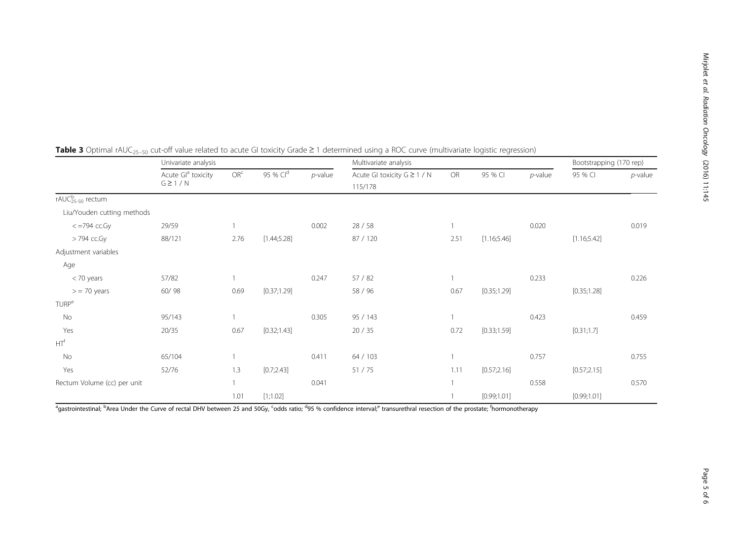**Table 3** Optimal $rAUC_{25–50}$ cut-off value related to acute GI toxicity Grade ≥ 1 determined using a ROC curve (multivariate logistic regression)

| | Univariate analysis | | | | Multivariate analysis | | | | Bootstrapping (170 rep) | |
|---|---|---|---|---|---|---|---|---|---|---|
| | Acute GI[a] toxicity G ≥ 1 / N | OR[c] | 95 % CI[d] | *p*-value | Acute GI toxicity G ≥ 1 / N 115/178 | OR | 95 % CI | *p*-value | 95 % CI | *p*-value |
| $rAUC^{b}_{25-50}$ rectum | | | | | | | | | | |
| Liu/Youden cutting methods | | | | | | | | | | |
| < =794 cc.Gy | 29/59 | 1 | | 0.002 | 28 / 58 | 1 | | 0.020 | | 0.019 |
| > 794 cc.Gy | 88/121 | 2.76 | [1.44;5.28] | | 87 / 120 | 2.51 | [1.16;5.46] | | [1.16;5.42] | |
| Adjustment variables | | | | | | | | | | |
| Age | | | | | | | | | | |
| < 70 years | 57/82 | 1 | | 0.247 | 57 / 82 | 1 | | 0.233 | | 0.226 |
| > = 70 years | 60/ 98 | 0.69 | [0.37;1.29] | | 58 / 96 | 0.67 | [0.35;1.29] | | [0.35;1.28] | |
| TURP[e] | | | | | | | | | | |
| No | 95/143 | 1 | | 0.305 | 95 / 143 | 1 | | 0.423 | | 0.459 |
| Yes | 20/35 | 0.67 | [0.32;1.43] | | 20 / 35 | 0.72 | [0.33;1.59] | | [0.31;1.7] | |
| HT[f] | | | | | | | | | | |
| No | 65/104 | 1 | | 0.411 | 64 / 103 | 1 | | 0.757 | | 0.755 |
| Yes | 52/76 | 1.3 | [0.7;2.43] | | 51 / 75 | 1.11 | [0.57;2.16] | | [0.57;2.15] | |
| Rectum Volume (cc) per unit | | 1 | | 0.041 | | 1 | | 0.558 | | 0.570 |
| | | 1.01 | [1;1.02] | | | 1 | [0.99;1.01] | | [0.99;1.01] | |

[a]gastrointestinal; [b]Area Under the Curve of rectal DHV between 25 and 50Gy, [c]odds ratio; [d]95 % confidence interval; [e] transurethral resection of the prostate; [f]hormonotherapy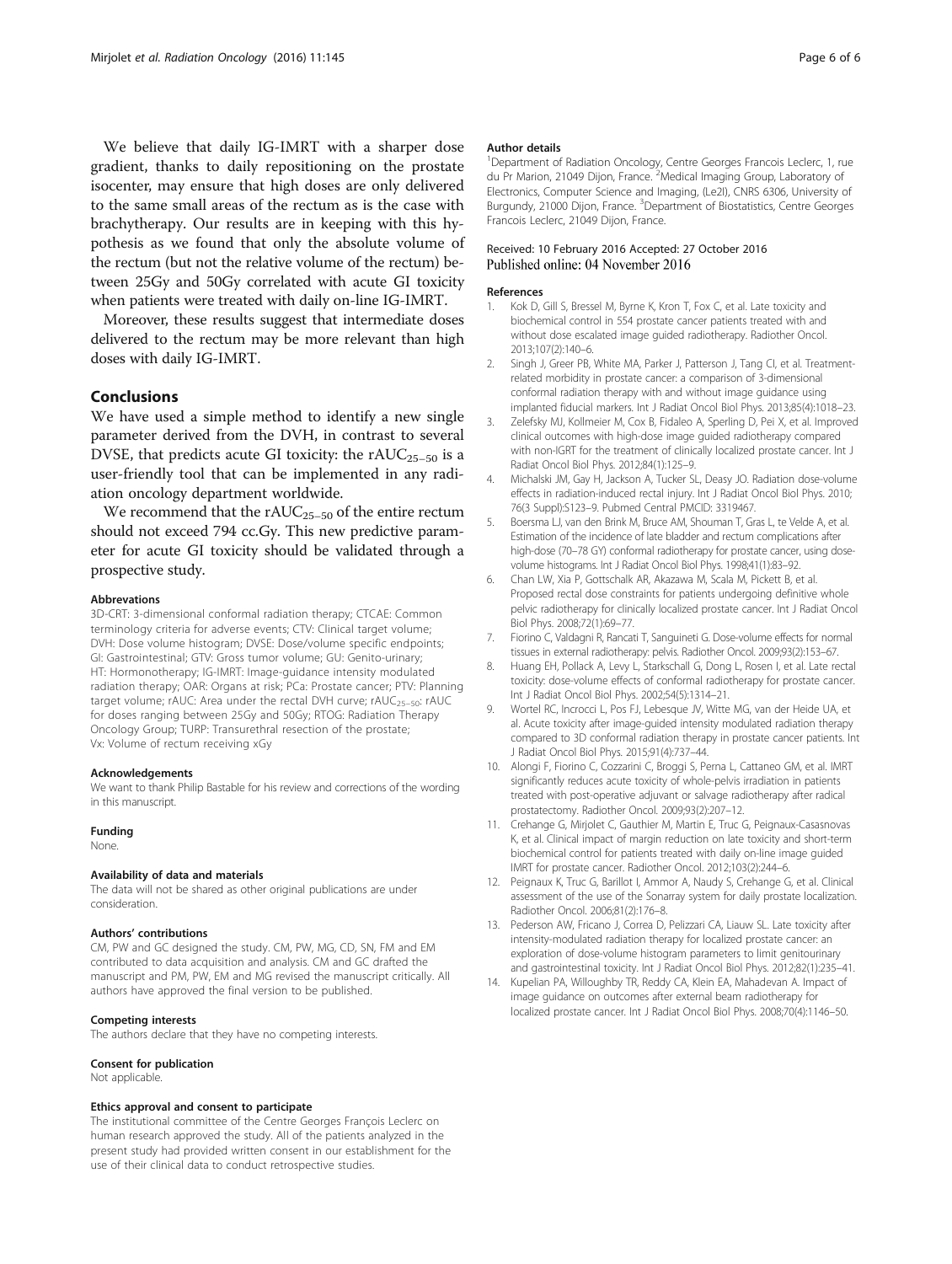We believe that daily IG-IMRT with a sharper dose gradient, thanks to daily repositioning on the prostate isocenter, may ensure that high doses are only delivered to the same small areas of the rectum as is the case with brachytherapy. Our results are in keeping with this hypothesis as we found that only the absolute volume of the rectum (but not the relative volume of the rectum) between 25Gy and 50Gy correlated with acute GI toxicity when patients were treated with daily on-line IG-IMRT.

Moreover, these results suggest that intermediate doses delivered to the rectum may be more relevant than high doses with daily IG-IMRT.

## Conclusions

We have used a simple method to identify a new single parameter derived from the DVH, in contrast to several DVSE, that predicts acute GI toxicity: the $rAUC_{25-50}$ is a user-friendly tool that can be implemented in any radiation oncology department worldwide.

We recommend that the $rAUC_{25-50}$ of the entire rectum should not exceed 794 cc.Gy. This new predictive parameter for acute GI toxicity should be validated through a prospective study.

#### Abbrevations

3D-CRT: 3-dimensional conformal radiation therapy; CTCAE: Common terminology criteria for adverse events; CTV: Clinical target volume; DVH: Dose volume histogram; DVSE: Dose/volume specific endpoints; GI: Gastrointestinal; GTV: Gross tumor volume; GU: Genito-urinary; HT: Hormonotherapy; IG-IMRT: Image-guidance intensity modulated radiation therapy; OAR: Organs at risk; PCa: Prostate cancer; PTV: Planning target volume; rAUC: Area under the rectal DVH curve; $rAUC_{25-50}$: rAUC for doses ranging between 25Gy and 50Gy; RTOG: Radiation Therapy Oncology Group; TURP: Transurethral resection of the prostate; Vx: Volume of rectum receiving xGy

#### Acknowledgements

We want to thank Philip Bastable for his review and corrections of the wording in this manuscript.

#### Funding

None.

#### Availability of data and materials

The data will not be shared as other original publications are under consideration.

#### Authors' contributions

CM, PW, MG, CD, SN, FM and EM contributed to data acquisition and analysis. CM and GC drafted the manuscript and PM, PW, EM and MG revised the manuscript critically. All authors have approved the final version to be published.

#### Competing interests

The authors declare that they have no competing interests.

#### Consent for publication

Not applicable.

#### Ethics approval and consent to participate

The institutional committee of the Centre Georges François Leclerc on human research approved the study. All of the patients analyzed in the present study had provided written consent in our establishment for the use of their clinical data to conduct retrospective studies.

#### Author details

[1]Department of Radiation Oncology, Centre Georges Francois Leclerc, 1, rue du Pr Marion, 21049 Dijon, France. [2]Medical Imaging Group, Laboratory of Electronics, Computer Science and Imaging, (Le2I), CNRS 6306, University of Burgundy, 21000 Dijon, France. [3]Department of Biostatistics, Centre Georges Francois Leclerc, 21049 Dijon, France.

Received: 10 February 2016 Accepted: 27 October 2016
Published online: 04 November 2016

#### References

1. Kok D, Gill S, Bressel M, Byrne K, Kron T, Fox C, et al. Late toxicity and biochemical control in 554 prostate cancer patients treated with and without dose escalated image guided radiotherapy. Radiother Oncol. 2013;107(2):140–6.
2. Singh J, Greer PB, White MA, Parker J, Patterson J, Tang CI, et al. Treatment-related morbidity in prostate cancer: a comparison of 3-dimensional conformal radiation therapy with and without image guidance using implanted fiducial markers. Int J Radiat Oncol Biol Phys. 2013;85(4):1018–23.
3. Zelefsky MJ, Kollmeier M, Cox B, Fidaleo A, Sperling D, Pei X, et al. Improved clinical outcomes with high-dose image guided radiotherapy compared with non-IGRT for the treatment of clinically localized prostate cancer. Int J Radiat Oncol Biol Phys. 2012;84(1):125–9.
4. Michalski JM, Gay H, Jackson A, Tucker SL, Deasy JO. Radiation dose-volume effects in radiation-induced rectal injury. Int J Radiat Oncol Biol Phys. 2010; 76(3 Suppl):S123–9. Pubmed Central PMCID: 3319467.
5. Boersma LJ, van den Brink M, Bruce AM, Shouman T, Gras L, te Velde A, et al. Estimation of the incidence of late bladder and rectum complications after high-dose (70–78 GY) conformal radiotherapy for prostate cancer, using dose-volume histograms. Int J Radiat Oncol Biol Phys. 1998;41(1):83–92.
6. Chan LW, Xia P, Gottschalk AR, Akazawa M, Scala M, Pickett B, et al. Proposed rectal dose constraints for patients undergoing definitive whole pelvic radiotherapy for clinically localized prostate cancer. Int J Radiat Oncol Biol Phys. 2008;72(1):69–77.
7. Fiorino C, Valdagni R, Rancati T, Sanguineti G. Dose-volume effects for normal tissues in external radiotherapy: pelvis. Radiother Oncol. 2009;93(2):153–67.
8. Huang EH, Pollack A, Levy L, Starkschall G, Dong L, Rosen I, et al. Late rectal toxicity: dose-volume effects of conformal radiotherapy for prostate cancer. Int J Radiat Oncol Biol Phys. 2002;54(5):1314–21.
9. Wortel RC, Incrocci L, Pos FJ, Lebesque JV, Witte MG, van der Heide UA, et al. Acute toxicity after image-guided intensity modulated radiation therapy compared to 3D conformal radiation therapy in prostate cancer patients. Int J Radiat Oncol Biol Phys. 2015;91(4):737–44.
10. Alongi F, Fiorino C, Cozzarini C, Broggi S, Perna L, Cattaneo GM, et al. IMRT significantly reduces acute toxicity of whole-pelvis irradiation in patients treated with post-operative adjuvant or salvage radiotherapy after radical prostatectomy. Radiother Oncol. 2009;93(2):207–12.
11. Crehange G, Mirjolet C, Gauthier M, Martin E, Truc G, Peignaux-Casasnovas K, et al. Clinical impact of margin reduction on late toxicity and short-term biochemical control for patients treated with daily on-line image guided IMRT for prostate cancer. Radiother Oncol. 2012;103(2):244–6.
12. Peignaux K, Truc G, Barillot I, Ammor A, Naudy S, Crehange G, et al. Clinical assessment of the use of the Sonarray system for daily prostate localization. Radiother Oncol. 2006;81(2):176–8.
13. Pederson AW, Fricano J, Correa D, Pelizzari CA, Liauw SL. Late toxicity after intensity-modulated radiation therapy for localized prostate cancer: an exploration of dose-volume histogram parameters to limit genitourinary and gastrointestinal toxicity. Int J Radiat Oncol Biol Phys. 2012;82(1):235–41.
14. Kupelian PA, Willoughby TR, Reddy CA, Klein EA, Mahadevan A. Impact of image guidance on outcomes after external beam radiotherapy for localized prostate cancer. Int J Radiat Oncol Biol Phys. 2008;70(4):1146–50.